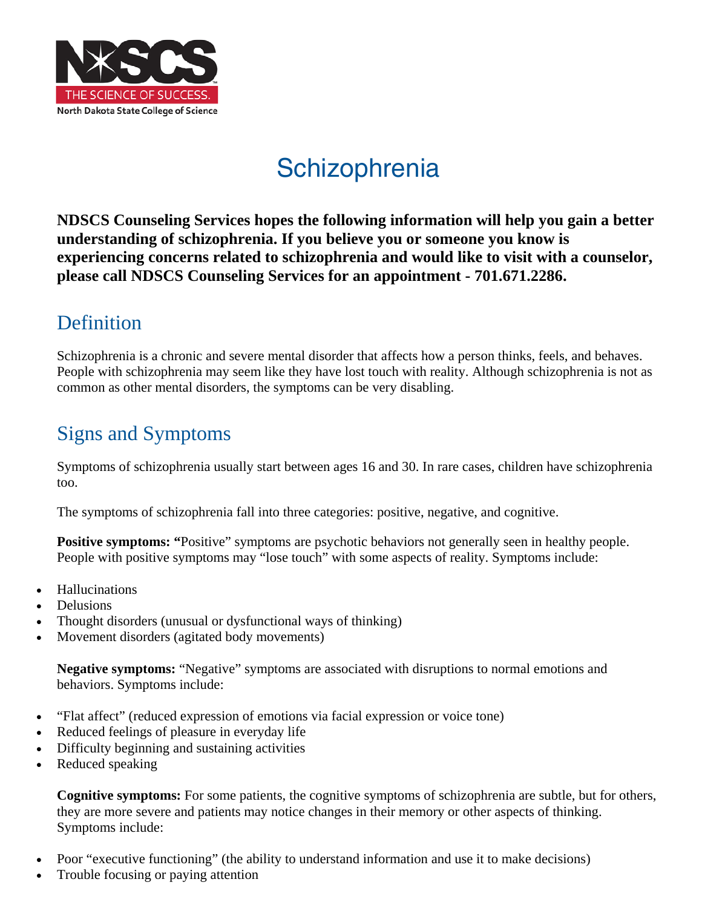# Schizophrenia

**NDSCS Counseling Services hopes the following information will help you gain a better understanding of schizophrenia. If you believe you or someone you know is experiencing concerns related to schizophrenia and would like to visit with a counselor, please call NDSCS Counseling Services for an appointment - 701.671.2286.**

## Definition

Schizophrenia is a chronic and severe mental disorder that affects how a person thinks, feels, and behaves. People with schizophrenia may seem like they have lost touch with reality. Although schizophrenia is not as common as other mental disorders, the symptoms can be very disabling.

## Signs and Symptoms

Symptoms of schizophrenia usually start between ages 16 and 30. In rare cases, children have schizophrenia too.

The symptoms of schizophrenia fall into three categories: positive, negative, and cognitive.

**Positive symptoms: "**Positive" symptoms are psychotic behaviors not generally seen in healthy people. People with positive symptoms may "lose touch" with some aspects of reality. Symptoms include:

- Hallucinations
- Delusions
- Thought disorders (unusual or dysfunctional ways of thinking)
- Movement disorders (agitated body movements)

**Negative symptoms:** "Negative" symptoms are associated with disruptions to normal emotions and behaviors. Symptoms include:

- "Flat affect" (reduced expression of emotions via facial expression or voice tone)
- Reduced feelings of pleasure in everyday life
- Difficulty beginning and sustaining activities
- Reduced speaking

**Cognitive symptoms:** For some patients, the cognitive symptoms of schizophrenia are subtle, but for others, they are more severe and patients may notice changes in their memory or other aspects of thinking. Symptoms include:

- Poor "executive functioning" (the ability to understand information and use it to make decisions)
- Trouble focusing or paying attention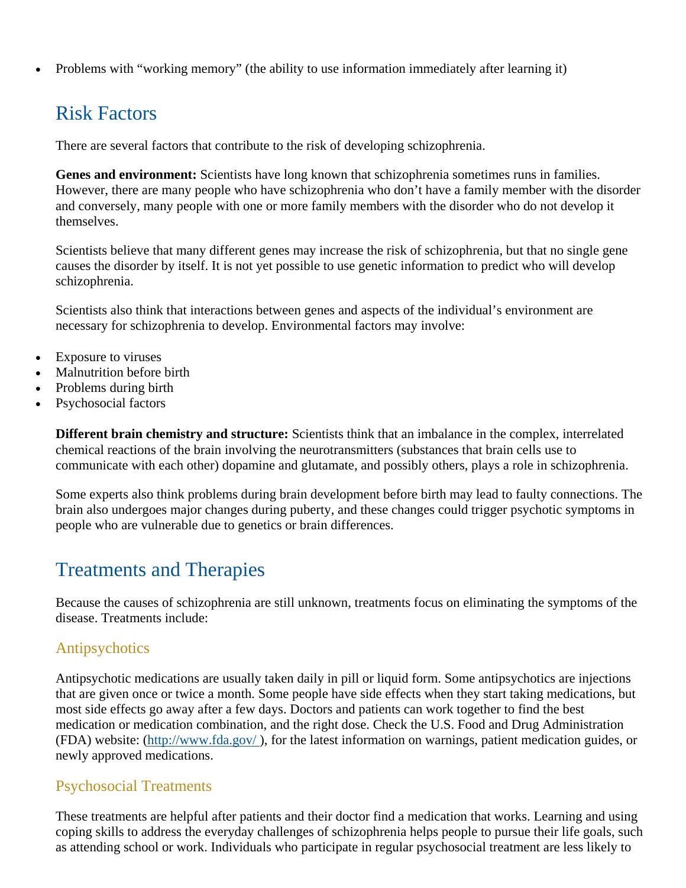- Problems with "working memory" (the ability to use information immediately after learning it)

## Risk Factors

There are several factors that contribute to the risk of developing schizophrenia.

**Genes and environment:** Scientists have long known that schizophrenia sometimes runs in families. However, there are many people who have schizophrenia who don't have a family member with the disorder and conversely, many people with one or more family members with the disorder who do not develop it themselves.

Scientists believe that many different genes may increase the risk of schizophrenia, but that no single gene causes the disorder by itself. It is not yet possible to use genetic information to predict who will develop schizophrenia.

Scientists also think that interactions between genes and aspects of the individual's environment are necessary for schizophrenia to develop. Environmental factors may involve:

- Exposure to viruses
- Malnutrition before birth
- Problems during birth
- Psychosocial factors

**Different brain chemistry and structure:** Scientists think that an imbalance in the complex, interrelated chemical reactions of the brain involving the neurotransmitters (substances that brain cells use to communicate with each other) dopamine and glutamate, and possibly others, plays a role in schizophrenia.

Some experts also think problems during brain development before birth may lead to faulty connections. The brain also undergoes major changes during puberty, and these changes could trigger psychotic symptoms in people who are vulnerable due to genetics or brain differences.

## Treatments and Therapies

Because the causes of schizophrenia are still unknown, treatments focus on eliminating the symptoms of the disease. Treatments include:

### Antipsychotics

Antipsychotic medications are usually taken daily in pill or liquid form. Some antipsychotics are injections that are given once or twice a month. Some people have side effects when they start taking medications, but most side effects go away after a few days. Doctors and patients can work together to find the best medication or medication combination, and the right dose. Check the U.S. Food and Drug Administration (FDA) website: (http://www.fda.gov/ ), for the latest information on warnings, patient medication guides, or newly approved medications.

### Psychosocial Treatments

These treatments are helpful after patients and their doctor find a medication that works. Learning and using coping skills to address the everyday challenges of schizophrenia helps people to pursue their life goals, such as attending school or work. Individuals who participate in regular psychosocial treatment are less likely to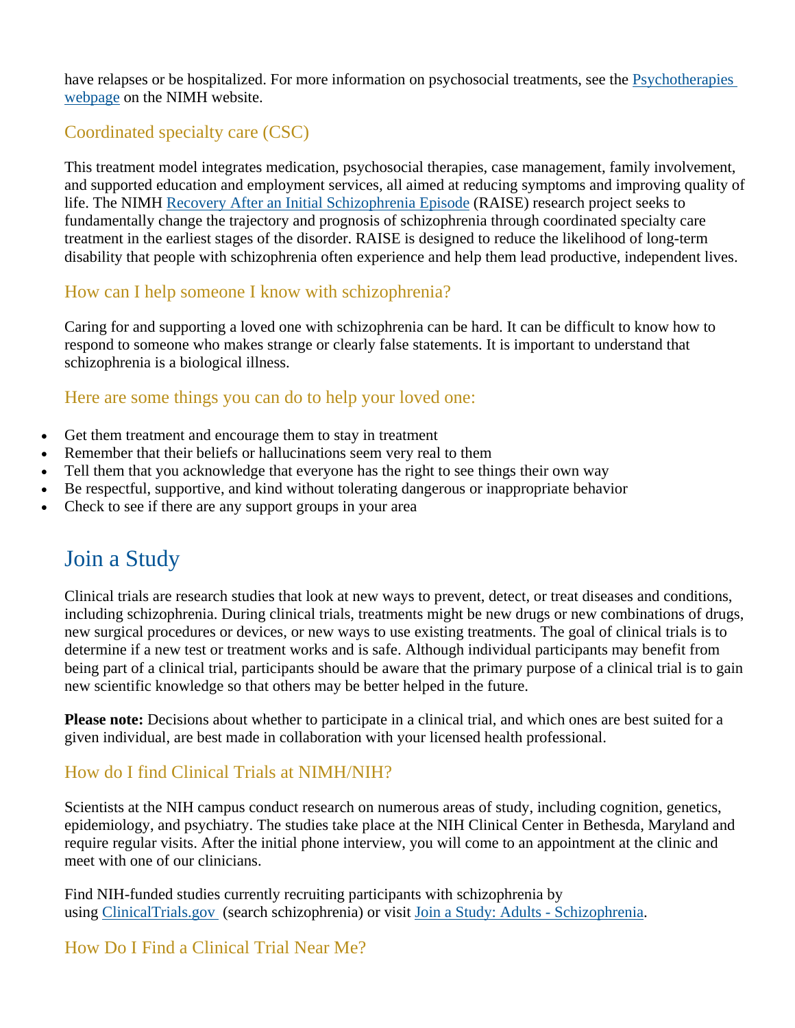have relapses or be hospitalized. For more information on psychosocial treatments, see the [Psychotherapies webpage] on the NIMH website.

### Coordinated specialty care (CSC)

This treatment model integrates medication, psychosocial therapies, case management, family involvement, and supported education and employment services, all aimed at reducing symptoms and improving quality of life. The NIMH [Recovery After an Initial Schizophrenia Episode] (RAISE) research project seeks to fundamentally change the trajectory and prognosis of schizophrenia through coordinated specialty care treatment in the earliest stages of the disorder. RAISE is designed to reduce the likelihood of long-term disability that people with schizophrenia often experience and help them lead productive, independent lives.

### How can I help someone I know with schizophrenia?

Caring for and supporting a loved one with schizophrenia can be hard. It can be difficult to know how to respond to someone who makes strange or clearly false statements. It is important to understand that schizophrenia is a biological illness.

### Here are some things you can do to help your loved one:

- Get them treatment and encourage them to stay in treatment
- Remember that their beliefs or hallucinations seem very real to them
- Tell them that you acknowledge that everyone has the right to see things their own way
- Be respectful, supportive, and kind without tolerating dangerous or inappropriate behavior
- Check to see if there are any support groups in your area

## Join a Study

Clinical trials are research studies that look at new ways to prevent, detect, or treat diseases and conditions, including schizophrenia. During clinical trials, treatments might be new drugs or new combinations of drugs, new surgical procedures or devices, or new ways to use existing treatments. The goal of clinical trials is to determine if a new test or treatment works and is safe. Although individual participants may benefit from being part of a clinical trial, participants should be aware that the primary purpose of a clinical trial is to gain new scientific knowledge so that others may be better helped in the future.

**Please note:** Decisions about whether to participate in a clinical trial, and which ones are best suited for a given individual, are best made in collaboration with your licensed health professional.

### How do I find Clinical Trials at NIMH/NIH?

Scientists at the NIH campus conduct research on numerous areas of study, including cognition, genetics, epidemiology, and psychiatry. The studies take place at the NIH Clinical Center in Bethesda, Maryland and require regular visits. After the initial phone interview, you will come to an appointment at the clinic and meet with one of our clinicians.

Find NIH-funded studies currently recruiting participants with schizophrenia by using [ClinicalTrials.gov] (search schizophrenia) or visit [Join a Study: Adults - Schizophrenia].

### How Do I Find a Clinical Trial Near Me?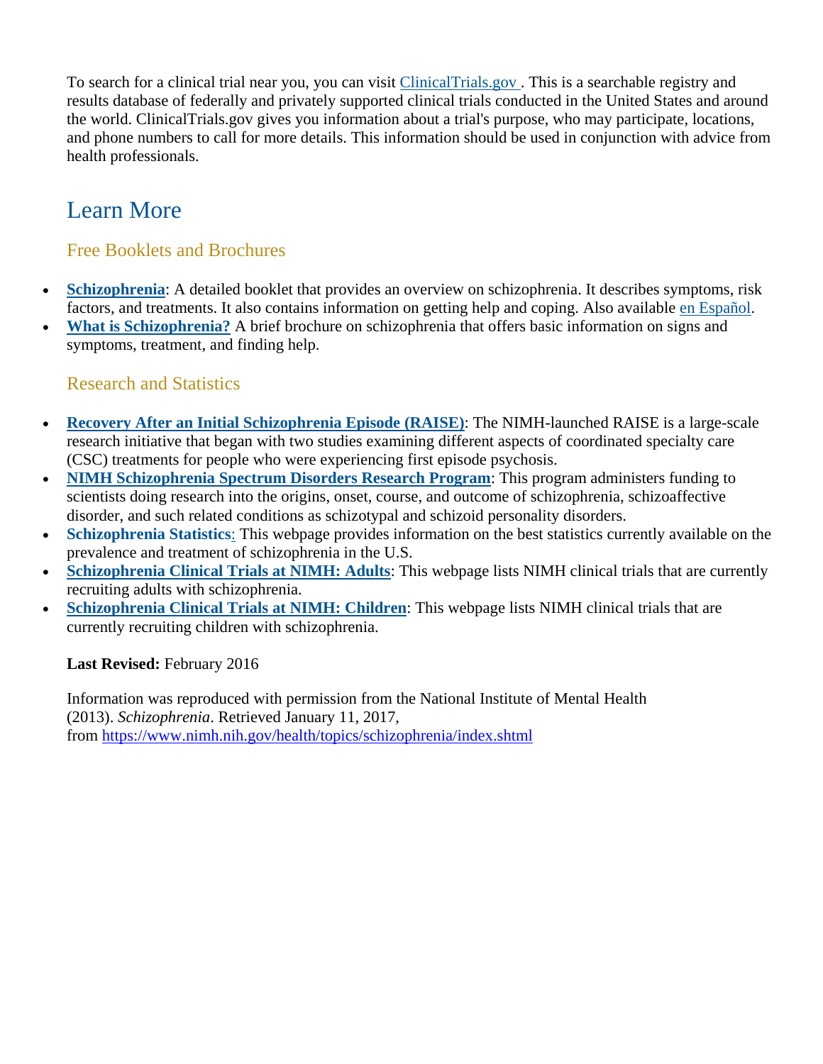To search for a clinical trial near you, you can visit ClinicalTrials.gov . This is a searchable registry and results database of federally and privately supported clinical trials conducted in the United States and around the world. ClinicalTrials.gov gives you information about a trial's purpose, who may participate, locations, and phone numbers to call for more details. This information should be used in conjunction with advice from health professionals.

## Learn More

### Free Booklets and Brochures

- **Schizophrenia**: A detailed booklet that provides an overview on schizophrenia. It describes symptoms, risk factors, and treatments. It also contains information on getting help and coping. Also available en Español.
- **What is Schizophrenia?** A brief brochure on schizophrenia that offers basic information on signs and symptoms, treatment, and finding help.

### Research and Statistics

- **Recovery After an Initial Schizophrenia Episode (RAISE)**: The NIMH-launched RAISE is a large-scale research initiative that began with two studies examining different aspects of coordinated specialty care (CSC) treatments for people who were experiencing first episode psychosis.
- **NIMH Schizophrenia Spectrum Disorders Research Program**: This program administers funding to scientists doing research into the origins, onset, course, and outcome of schizophrenia, schizoaffective disorder, and such related conditions as schizotypal and schizoid personality disorders.
- **Schizophrenia Statistics**: This webpage provides information on the best statistics currently available on the prevalence and treatment of schizophrenia in the U.S.
- **Schizophrenia Clinical Trials at NIMH: Adults**: This webpage lists NIMH clinical trials that are currently recruiting adults with schizophrenia.
- **Schizophrenia Clinical Trials at NIMH: Children**: This webpage lists NIMH clinical trials that are currently recruiting children with schizophrenia.

**Last Revised:** February 2016

Information was reproduced with permission from the National Institute of Mental Health (2013). *Schizophrenia*. Retrieved January 11, 2017, from https://www.nimh.nih.gov/health/topics/schizophrenia/index.shtml